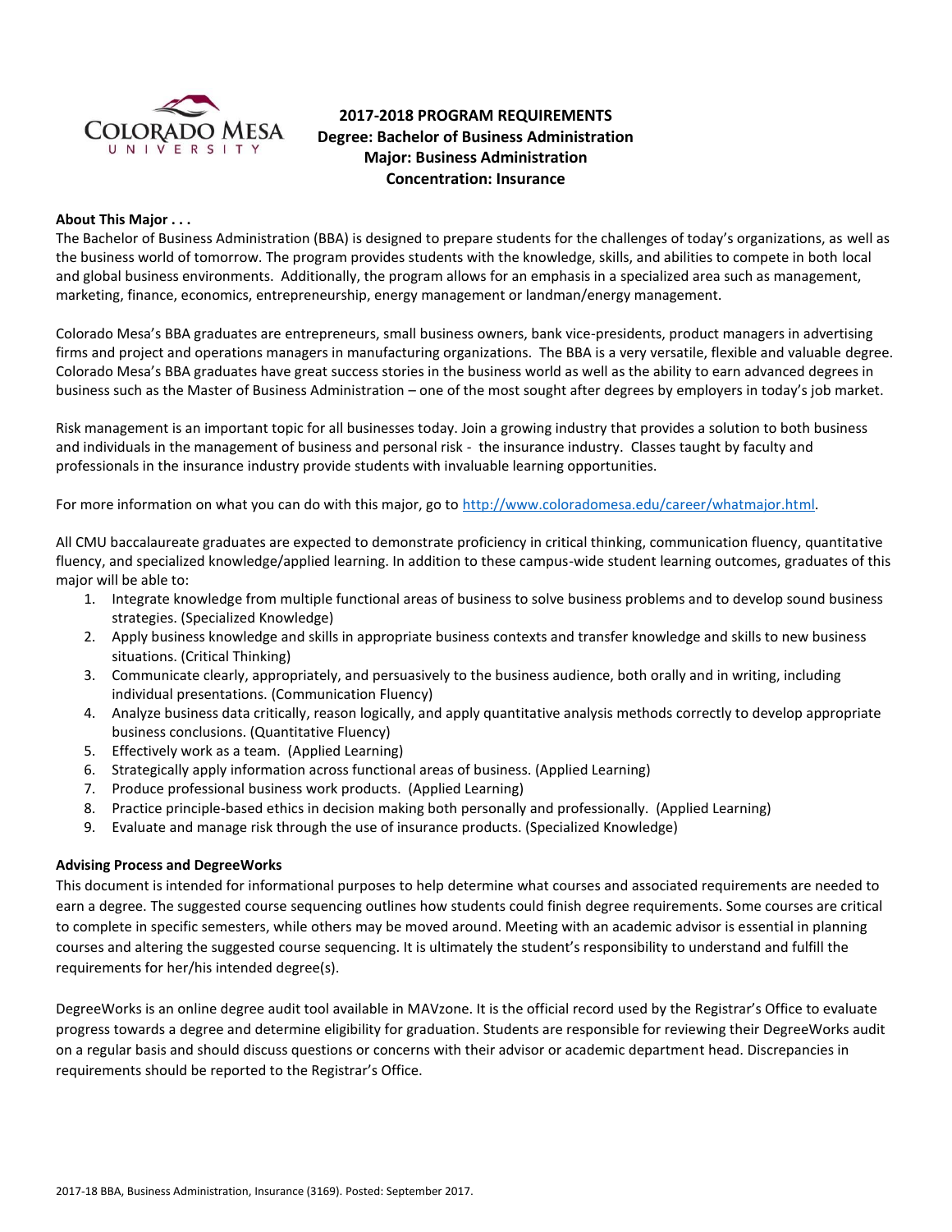# 2017-2018 PROGRAM REQUIREMENTS
## Degree: Bachelor of Business Administration
## Major: Business Administration
## Concentration: Insurance

**About This Major . . .**

The Bachelor of Business Administration (BBA) is designed to prepare students for the challenges of today's organizations, as well as the business world of tomorrow. The program provides students with the knowledge, skills, and abilities to compete in both local and global business environments. Additionally, the program allows for an emphasis in a specialized area such as management, marketing, finance, economics, entrepreneurship, energy management or landman/energy management.

Colorado Mesa's BBA graduates are entrepreneurs, small business owners, bank vice-presidents, product managers in advertising firms and project and operations managers in manufacturing organizations. The BBA is a very versatile, flexible and valuable degree. Colorado Mesa's BBA graduates have great success stories in the business world as well as the ability to earn advanced degrees in business such as the Master of Business Administration – one of the most sought after degrees by employers in today's job market.

Risk management is an important topic for all businesses today. Join a growing industry that provides a solution to both business and individuals in the management of business and personal risk - the insurance industry. Classes taught by faculty and professionals in the insurance industry provide students with invaluable learning opportunities.

For more information on what you can do with this major, go to http://www.coloradomesa.edu/career/whatmajor.html.

All CMU baccalaureate graduates are expected to demonstrate proficiency in critical thinking, communication fluency, quantitative fluency, and specialized knowledge/applied learning. In addition to these campus-wide student learning outcomes, graduates of this major will be able to:

1. Integrate knowledge from multiple functional areas of business to solve business problems and to develop sound business strategies. (Specialized Knowledge)
2. Apply business knowledge and skills in appropriate business contexts and transfer knowledge and skills to new business situations. (Critical Thinking)
3. Communicate clearly, appropriately, and persuasively to the business audience, both orally and in writing, including individual presentations. (Communication Fluency)
4. Analyze business data critically, reason logically, and apply quantitative analysis methods correctly to develop appropriate business conclusions. (Quantitative Fluency)
5. Effectively work as a team. (Applied Learning)
6. Strategically apply information across functional areas of business. (Applied Learning)
7. Produce professional business work products. (Applied Learning)
8. Practice principle-based ethics in decision making both personally and professionally. (Applied Learning)
9. Evaluate and manage risk through the use of insurance products. (Specialized Knowledge)

**Advising Process and DegreeWorks**

This document is intended for informational purposes to help determine what courses and associated requirements are needed to earn a degree. The suggested course sequencing outlines how students could finish degree requirements. Some courses are critical to complete in specific semesters, while others may be moved around. Meeting with an academic advisor is essential in planning courses and altering the suggested course sequencing. It is ultimately the student's responsibility to understand and fulfill the requirements for her/his intended degree(s).

DegreeWorks is an online degree audit tool available in MAVzone. It is the official record used by the Registrar's Office to evaluate progress towards a degree and determine eligibility for graduation. Students are responsible for reviewing their DegreeWorks audit on a regular basis and should discuss questions or concerns with their advisor or academic department head. Discrepancies in requirements should be reported to the Registrar's Office.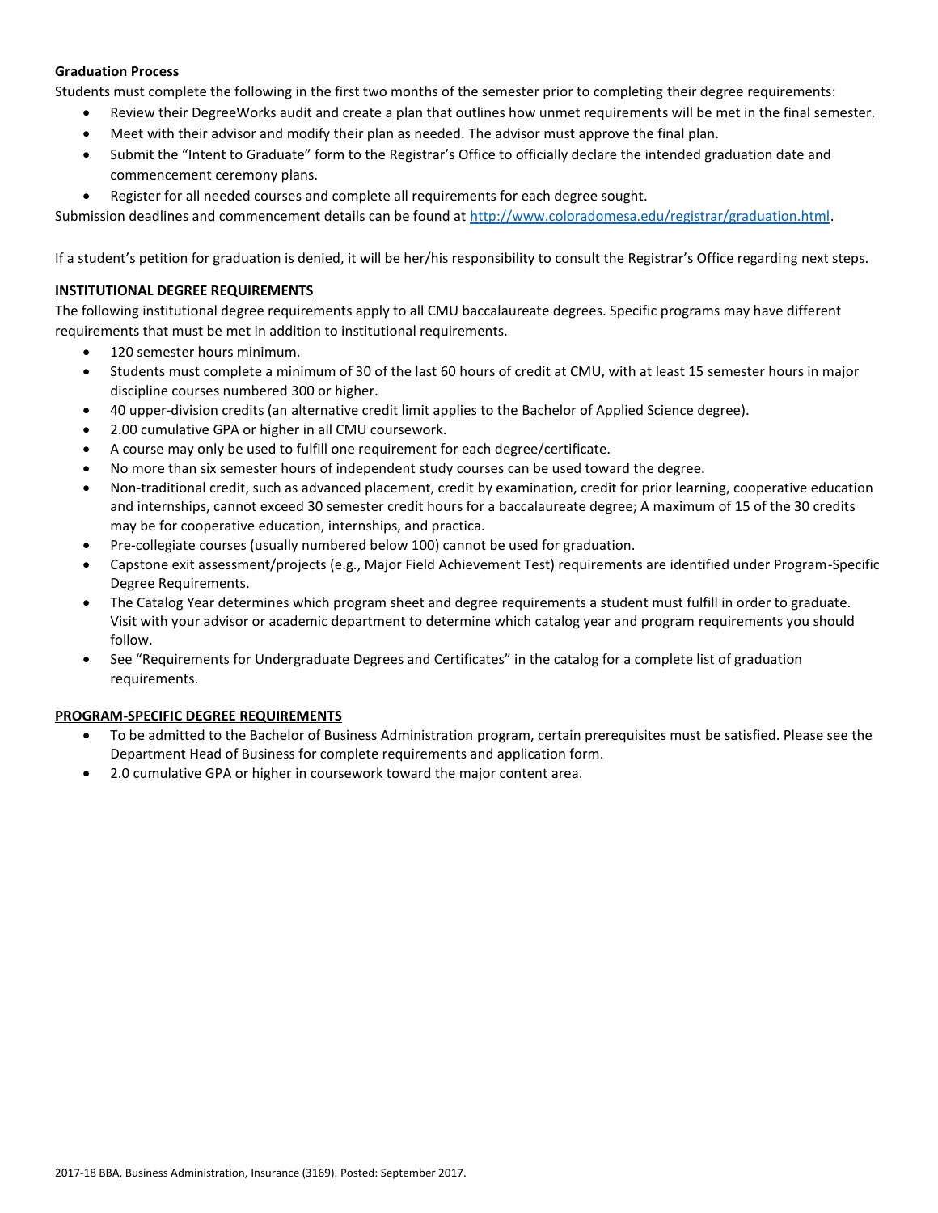**Graduation Process**

Students must complete the following in the first two months of the semester prior to completing their degree requirements:

- Review their DegreeWorks audit and create a plan that outlines how unmet requirements will be met in the final semester.
- Meet with their advisor and modify their plan as needed. The advisor must approve the final plan.
- Submit the "Intent to Graduate" form to the Registrar's Office to officially declare the intended graduation date and commencement ceremony plans.
- Register for all needed courses and complete all requirements for each degree sought.

Submission deadlines and commencement details can be found at [http://www.coloradomesa.edu/registrar/graduation.html](http://www.coloradomesa.edu/registrar/graduation.html).

If a student's petition for graduation is denied, it will be her/his responsibility to consult the Registrar's Office regarding next steps.

## INSTITUTIONAL DEGREE REQUIREMENTS

The following institutional degree requirements apply to all CMU baccalaureate degrees. Specific programs may have different requirements that must be met in addition to institutional requirements.

- 120 semester hours minimum.
- Students must complete a minimum of 30 of the last 60 hours of credit at CMU, with at least 15 semester hours in major discipline courses numbered 300 or higher.
- 40 upper-division credits (an alternative credit limit applies to the Bachelor of Applied Science degree).
- 2.00 cumulative GPA or higher in all CMU coursework.
- A course may only be used to fulfill one requirement for each degree/certificate.
- No more than six semester hours of independent study courses can be used toward the degree.
- Non-traditional credit, such as advanced placement, credit by examination, credit for prior learning, cooperative education and internships, cannot exceed 30 semester credit hours for a baccalaureate degree; A maximum of 15 of the 30 credits may be for cooperative education, internships, and practica.
- Pre-collegiate courses (usually numbered below 100) cannot be used for graduation.
- Capstone exit assessment/projects (e.g., Major Field Achievement Test) requirements are identified under Program-Specific Degree Requirements.
- The Catalog Year determines which program sheet and degree requirements a student must fulfill in order to graduate. Visit with your advisor or academic department to determine which catalog year and program requirements you should follow.
- See "Requirements for Undergraduate Degrees and Certificates" in the catalog for a complete list of graduation requirements.

## PROGRAM-SPECIFIC DEGREE REQUIREMENTS

- To be admitted to the Bachelor of Business Administration program, certain prerequisites must be satisfied. Please see the Department Head of Business for complete requirements and application form.
- 2.0 cumulative GPA or higher in coursework toward the major content area.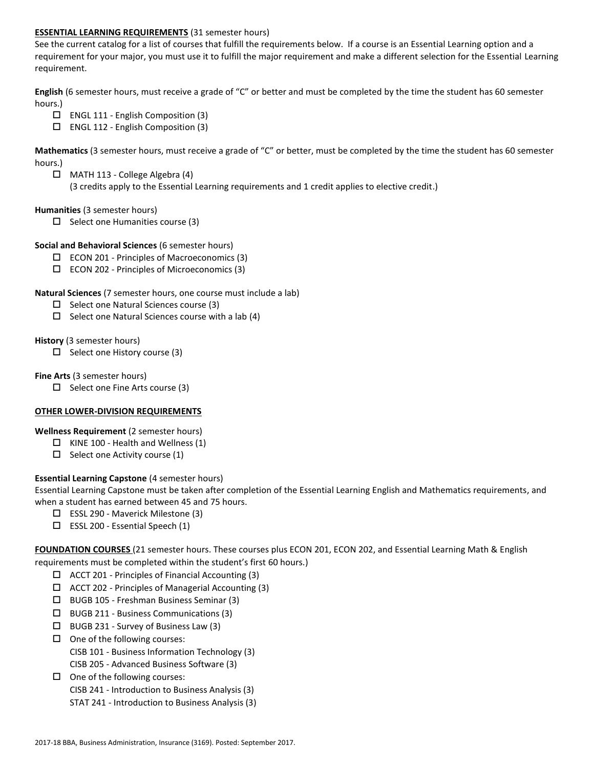**ESSENTIAL LEARNING REQUIREMENTS** (31 semester hours)

See the current catalog for a list of courses that fulfill the requirements below. If a course is an Essential Learning option and a requirement for your major, you must use it to fulfill the major requirement and make a different selection for the Essential Learning requirement.

**English** (6 semester hours, must receive a grade of "C" or better and must be completed by the time the student has 60 semester hours.)

- ☐ ENGL 111 - English Composition (3)
- ☐ ENGL 112 - English Composition (3)

**Mathematics** (3 semester hours, must receive a grade of "C" or better, must be completed by the time the student has 60 semester hours.)

- ☐ MATH 113 - College Algebra (4)
  (3 credits apply to the Essential Learning requirements and 1 credit applies to elective credit.)

**Humanities** (3 semester hours)

- ☐ Select one Humanities course (3)

**Social and Behavioral Sciences** (6 semester hours)

- ☐ ECON 201 - Principles of Macroeconomics (3)
- ☐ ECON 202 - Principles of Microeconomics (3)

**Natural Sciences** (7 semester hours, one course must include a lab)

- ☐ Select one Natural Sciences course (3)
- ☐ Select one Natural Sciences course with a lab (4)

**History** (3 semester hours)

- ☐ Select one History course (3)

**Fine Arts** (3 semester hours)

- ☐ Select one Fine Arts course (3)

**OTHER LOWER-DIVISION REQUIREMENTS**

**Wellness Requirement** (2 semester hours)

- ☐ KINE 100 - Health and Wellness (1)
- ☐ Select one Activity course (1)

**Essential Learning Capstone** (4 semester hours)

Essential Learning Capstone must be taken after completion of the Essential Learning English and Mathematics requirements, and when a student has earned between 45 and 75 hours.

- ☐ ESSL 290 - Maverick Milestone (3)
- ☐ ESSL 200 - Essential Speech (1)

**FOUNDATION COURSES** (21 semester hours. These courses plus ECON 201, ECON 202, and Essential Learning Math & English requirements must be completed within the student's first 60 hours.)

- ☐ ACCT 201 - Principles of Financial Accounting (3)
- ☐ ACCT 202 - Principles of Managerial Accounting (3)
- ☐ BUGB 105 - Freshman Business Seminar (3)
- ☐ BUGB 211 - Business Communications (3)
- ☐ BUGB 231 - Survey of Business Law (3)
- ☐ One of the following courses:
  CISB 101 - Business Information Technology (3)
  CISB 205 - Advanced Business Software (3)
- ☐ One of the following courses:
  CISB 241 - Introduction to Business Analysis (3)
  STAT 241 - Introduction to Business Analysis (3)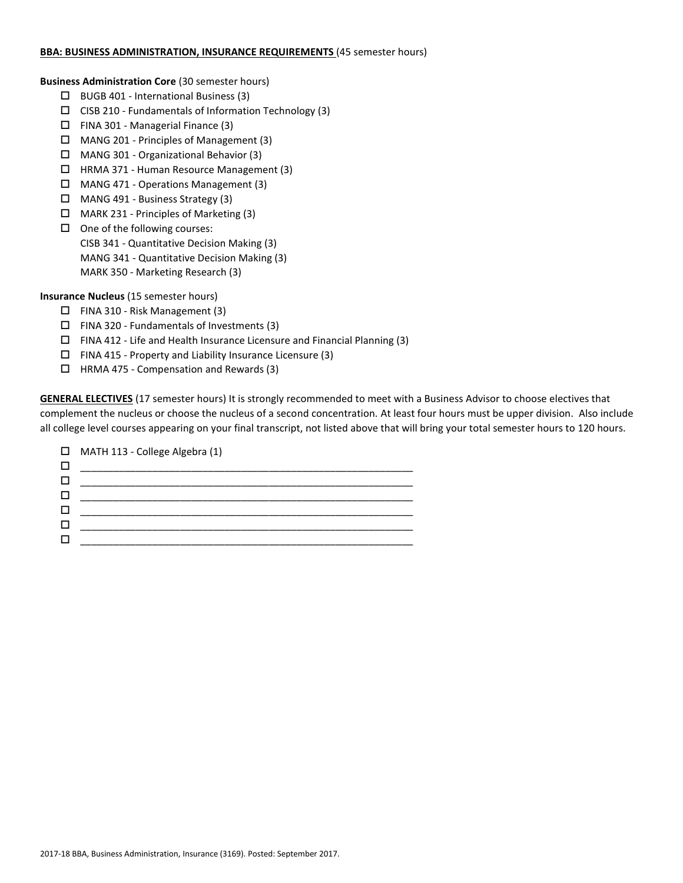**BBA: BUSINESS ADMINISTRATION, INSURANCE REQUIREMENTS** (45 semester hours)

**Business Administration Core** (30 semester hours)

- ☐ BUGB 401 - International Business (3)
- ☐ CISB 210 - Fundamentals of Information Technology (3)
- ☐ FINA 301 - Managerial Finance (3)
- ☐ MANG 201 - Principles of Management (3)
- ☐ MANG 301 - Organizational Behavior (3)
- ☐ HRMA 371 - Human Resource Management (3)
- ☐ MANG 471 - Operations Management (3)
- ☐ MANG 491 - Business Strategy (3)
- ☐ MARK 231 - Principles of Marketing (3)
- ☐ One of the following courses:
  CISB 341 - Quantitative Decision Making (3)
  MANG 341 - Quantitative Decision Making (3)
  MARK 350 - Marketing Research (3)

**Insurance Nucleus** (15 semester hours)

- ☐ FINA 310 - Risk Management (3)
- ☐ FINA 320 - Fundamentals of Investments (3)
- ☐ FINA 412 - Life and Health Insurance Licensure and Financial Planning (3)
- ☐ FINA 415 - Property and Liability Insurance Licensure (3)
- ☐ HRMA 475 - Compensation and Rewards (3)

**GENERAL ELECTIVES** (17 semester hours) It is strongly recommended to meet with a Business Advisor to choose electives that complement the nucleus or choose the nucleus of a second concentration. At least four hours must be upper division. Also include all college level courses appearing on your final transcript, not listed above that will bring your total semester hours to 120 hours.

- ☐ MATH 113 - College Algebra (1)
- ☐ ______________________________________________________________
- ☐ ______________________________________________________________
- ☐ ______________________________________________________________
- ☐ ______________________________________________________________
- ☐ ______________________________________________________________
- ☐ ______________________________________________________________

2017-18 BBA, Business Administration, Insurance (3169). Posted: September 2017.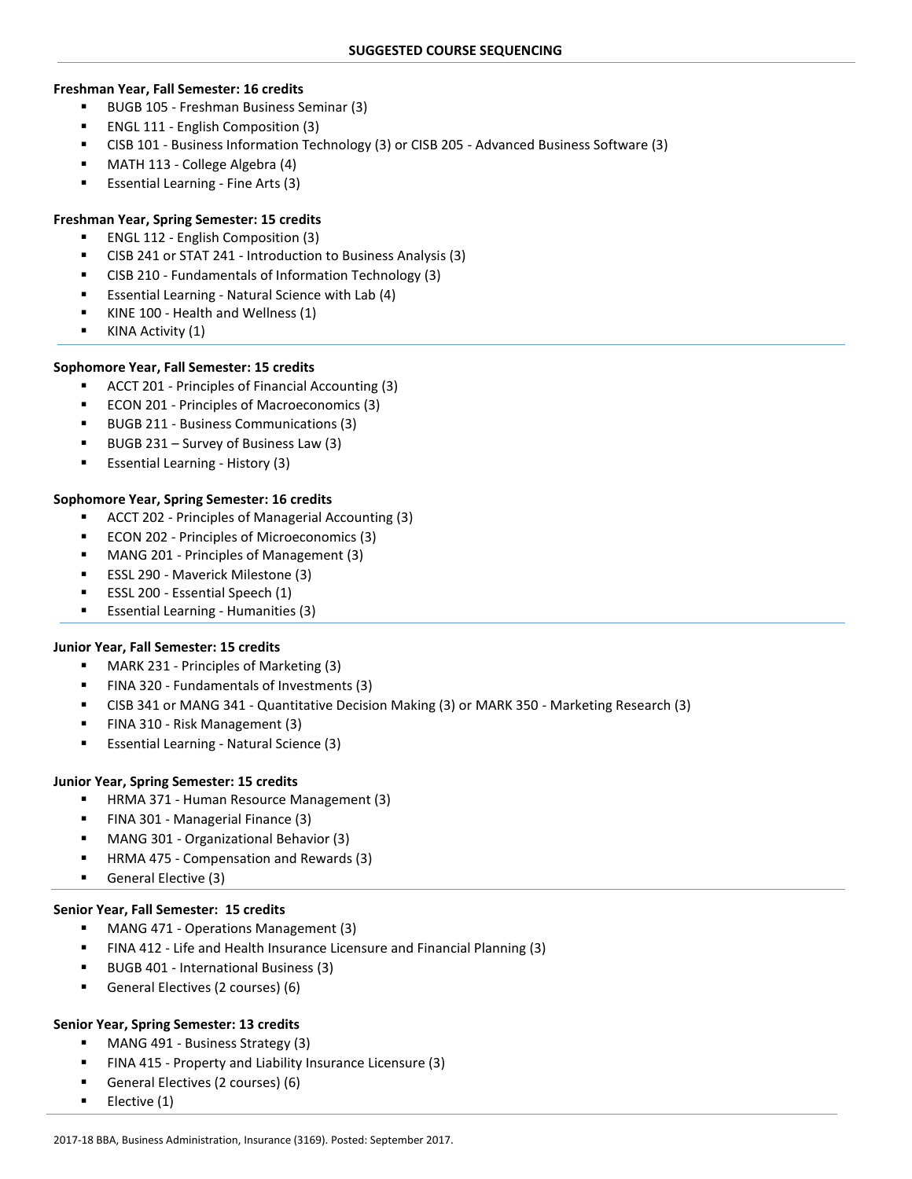## SUGGESTED COURSE SEQUENCING

**Freshman Year, Fall Semester: 16 credits**

- BUGB 105 - Freshman Business Seminar (3)
- ENGL 111 - English Composition (3)
- CISB 101 - Business Information Technology (3) or CISB 205 - Advanced Business Software (3)
- MATH 113 - College Algebra (4)
- Essential Learning - Fine Arts (3)

**Freshman Year, Spring Semester: 15 credits**

- ENGL 112 - English Composition (3)
- CISB 241 or STAT 241 - Introduction to Business Analysis (3)
- CISB 210 - Fundamentals of Information Technology (3)
- Essential Learning - Natural Science with Lab (4)
- KINE 100 - Health and Wellness (1)
- KINA Activity (1)

**Sophomore Year, Fall Semester: 15 credits**

- ACCT 201 - Principles of Financial Accounting (3)
- ECON 201 - Principles of Macroeconomics (3)
- BUGB 211 - Business Communications (3)
- BUGB 231 – Survey of Business Law (3)
- Essential Learning - History (3)

**Sophomore Year, Spring Semester: 16 credits**

- ACCT 202 - Principles of Managerial Accounting (3)
- ECON 202 - Principles of Microeconomics (3)
- MANG 201 - Principles of Management (3)
- ESSL 290 - Maverick Milestone (3)
- ESSL 200 - Essential Speech (1)
- Essential Learning - Humanities (3)

**Junior Year, Fall Semester: 15 credits**

- MARK 231 - Principles of Marketing (3)
- FINA 320 - Fundamentals of Investments (3)
- CISB 341 or MANG 341 - Quantitative Decision Making (3) or MARK 350 - Marketing Research (3)
- FINA 310 - Risk Management (3)
- Essential Learning - Natural Science (3)

**Junior Year, Spring Semester: 15 credits**

- HRMA 371 - Human Resource Management (3)
- FINA 301 - Managerial Finance (3)
- MANG 301 - Organizational Behavior (3)
- HRMA 475 - Compensation and Rewards (3)
- General Elective (3)

**Senior Year, Fall Semester: 15 credits**

- MANG 471 - Operations Management (3)
- FINA 412 - Life and Health Insurance Licensure and Financial Planning (3)
- BUGB 401 - International Business (3)
- General Electives (2 courses) (6)

**Senior Year, Spring Semester: 13 credits**

- MANG 491 - Business Strategy (3)
- FINA 415 - Property and Liability Insurance Licensure (3)
- General Electives (2 courses) (6)
- Elective (1)

2017-18 BBA, Business Administration, Insurance (3169). Posted: September 2017.